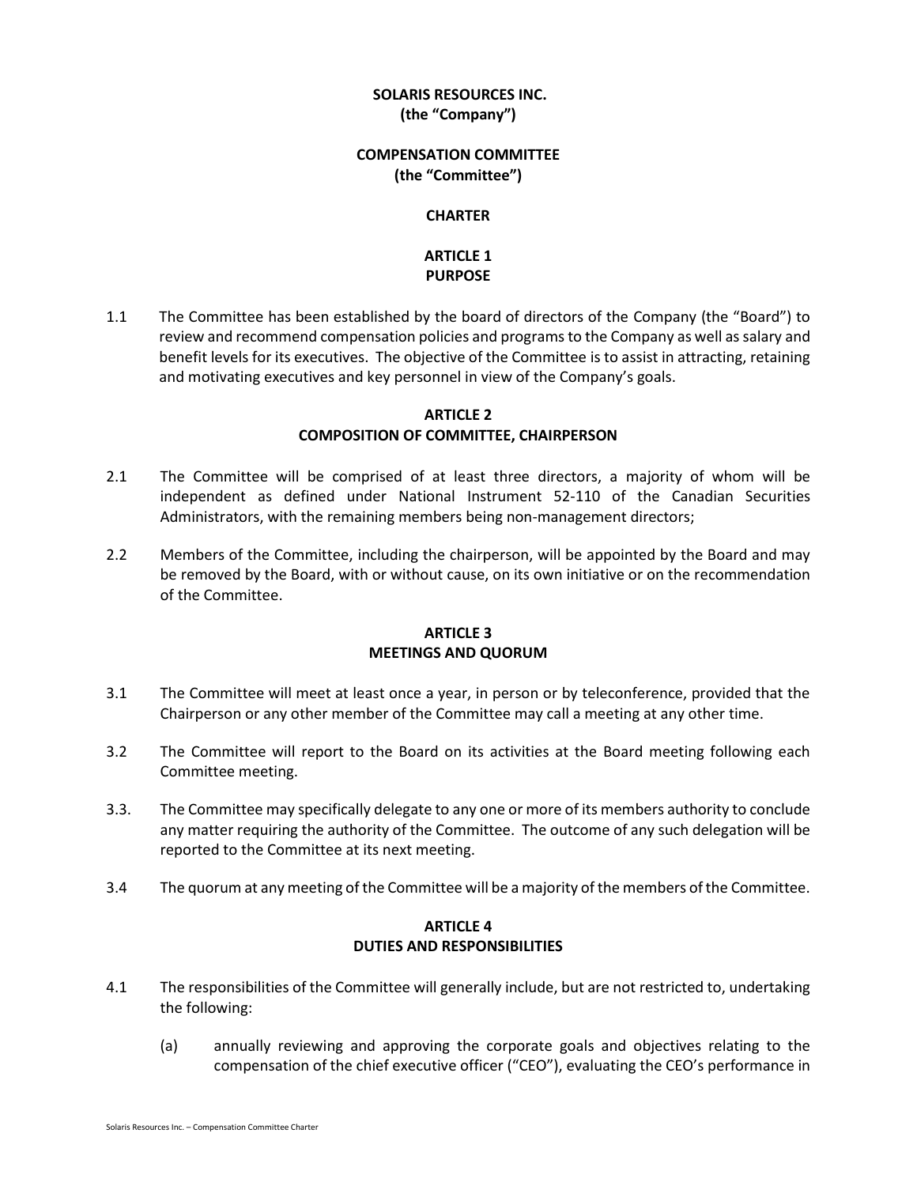**SOLARIS RESOURCES INC.**
**(the "Company")**

**COMPENSATION COMMITTEE**
**(the "Committee")**

**CHARTER**

## ARTICLE 1
## PURPOSE

1.1 The Committee has been established by the board of directors of the Company (the "Board") to review and recommend compensation policies and programs to the Company as well as salary and benefit levels for its executives. The objective of the Committee is to assist in attracting, retaining and motivating executives and key personnel in view of the Company's goals.

## ARTICLE 2
## COMPOSITION OF COMMITTEE, CHAIRPERSON

2.1 The Committee will be comprised of at least three directors, a majority of whom will be independent as defined under National Instrument 52-110 of the Canadian Securities Administrators, with the remaining members being non-management directors;

2.2 Members of the Committee, including the chairperson, will be appointed by the Board and may be removed by the Board, with or without cause, on its own initiative or on the recommendation of the Committee.

## ARTICLE 3
## MEETINGS AND QUORUM

3.1 The Committee will meet at least once a year, in person or by teleconference, provided that the Chairperson or any other member of the Committee may call a meeting at any other time.

3.2 The Committee will report to the Board on its activities at the Board meeting following each Committee meeting.

3.3. The Committee may specifically delegate to any one or more of its members authority to conclude any matter requiring the authority of the Committee. The outcome of any such delegation will be reported to the Committee at its next meeting.

3.4 The quorum at any meeting of the Committee will be a majority of the members of the Committee.

## ARTICLE 4
## DUTIES AND RESPONSIBILITIES

4.1 The responsibilities of the Committee will generally include, but are not restricted to, undertaking the following:

(a) annually reviewing and approving the corporate goals and objectives relating to the compensation of the chief executive officer ("CEO"), evaluating the CEO's performance in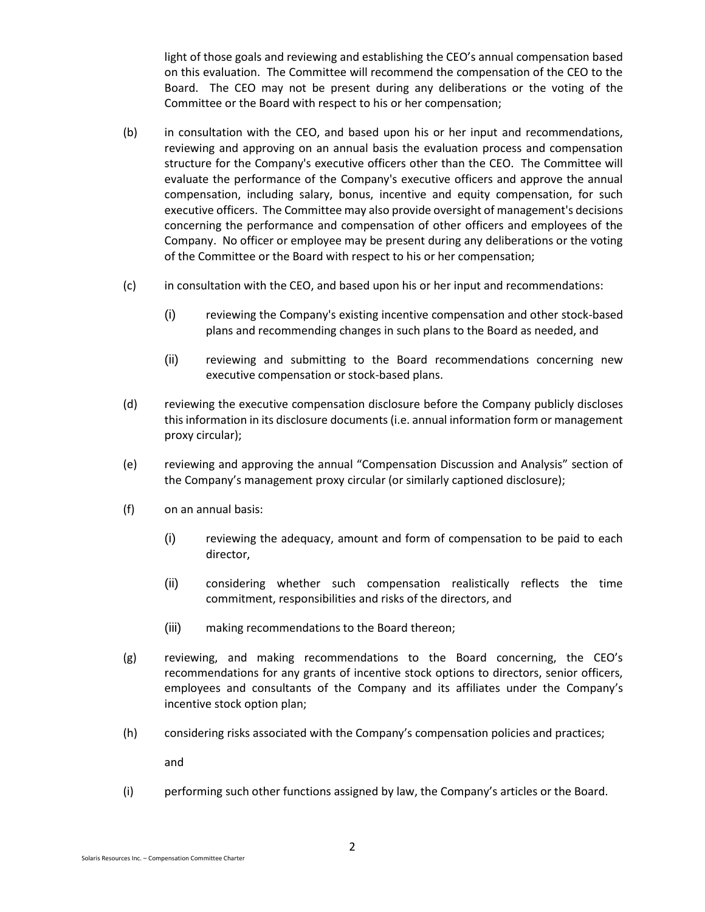light of those goals and reviewing and establishing the CEO's annual compensation based on this evaluation. The Committee will recommend the compensation of the CEO to the Board. The CEO may not be present during any deliberations or the voting of the Committee or the Board with respect to his or her compensation;

(b) in consultation with the CEO, and based upon his or her input and recommendations, reviewing and approving on an annual basis the evaluation process and compensation structure for the Company's executive officers other than the CEO. The Committee will evaluate the performance of the Company's executive officers and approve the annual compensation, including salary, bonus, incentive and equity compensation, for such executive officers. The Committee may also provide oversight of management's decisions concerning the performance and compensation of other officers and employees of the Company. No officer or employee may be present during any deliberations or the voting of the Committee or the Board with respect to his or her compensation;

(c) in consultation with the CEO, and based upon his or her input and recommendations:

   (i) reviewing the Company's existing incentive compensation and other stock-based plans and recommending changes in such plans to the Board as needed, and

   (ii) reviewing and submitting to the Board recommendations concerning new executive compensation or stock-based plans.

(d) reviewing the executive compensation disclosure before the Company publicly discloses this information in its disclosure documents (i.e. annual information form or management proxy circular);

(e) reviewing and approving the annual "Compensation Discussion and Analysis" section of the Company's management proxy circular (or similarly captioned disclosure);

(f) on an annual basis:

   (i) reviewing the adequacy, amount and form of compensation to be paid to each director,

   (ii) considering whether such compensation realistically reflects the time commitment, responsibilities and risks of the directors, and

   (iii) making recommendations to the Board thereon;

(g) reviewing, and making recommendations to the Board concerning, the CEO's recommendations for any grants of incentive stock options to directors, senior officers, employees and consultants of the Company and its affiliates under the Company's incentive stock option plan;

(h) considering risks associated with the Company's compensation policies and practices;

and

(i) performing such other functions assigned by law, the Company's articles or the Board.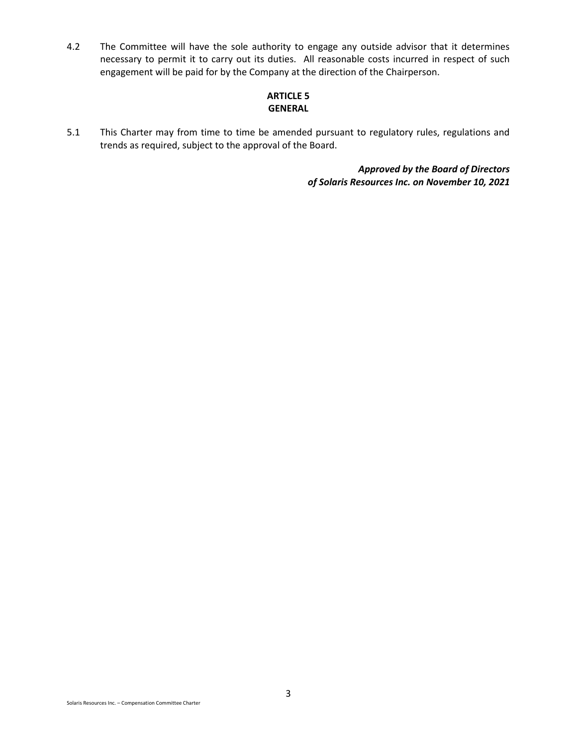4.2 The Committee will have the sole authority to engage any outside advisor that it determines necessary to permit it to carry out its duties. All reasonable costs incurred in respect of such engagement will be paid for by the Company at the direction of the Chairperson.

## ARTICLE 5
## GENERAL

5.1 This Charter may from time to time be amended pursuant to regulatory rules, regulations and trends as required, subject to the approval of the Board.

***Approved by the Board of Directors of Solaris Resources Inc. on November 10, 2021***